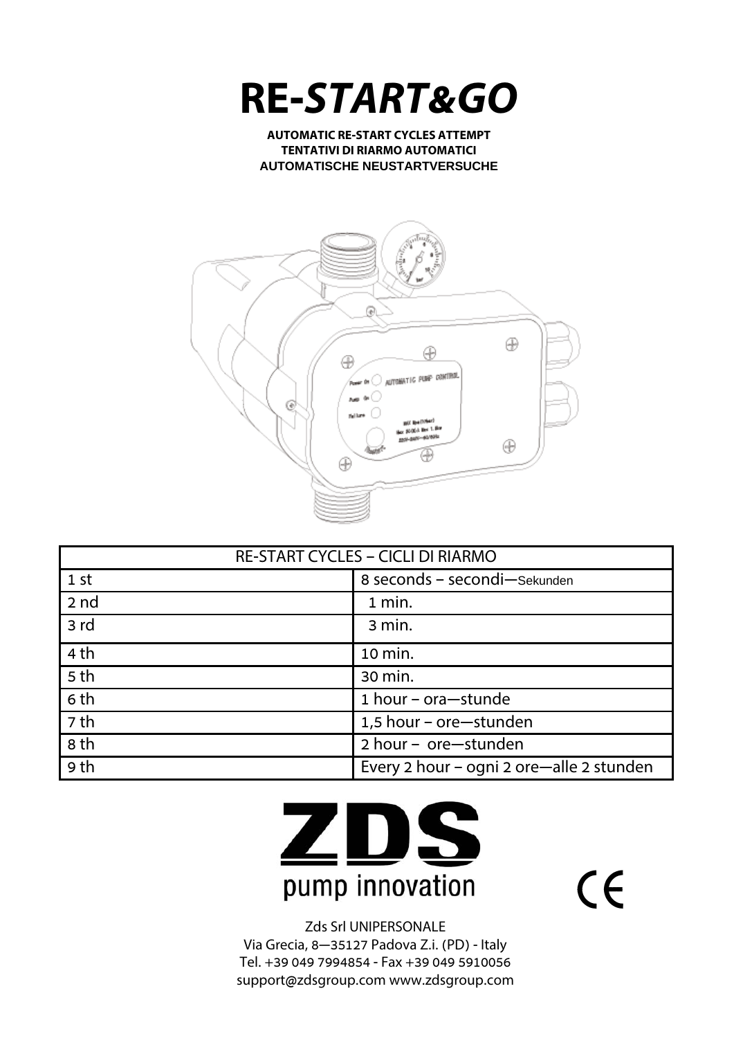# RE-*START&GO*

**AUTOMATIC RE-START CYCLES ATTEMPT**
**TENTATIVI DI RIARMO AUTOMATICI**
**AUTOMATISCHE NEUSTARTVERSUCHE**

| RE-START CYCLES – CICLI DI RIARMO | |
|---|---|
| 1 st | 8 seconds – secondi—Sekunden |
| 2 nd | 1 min. |
| 3 rd | 3 min. |
| 4 th | 10 min. |
| 5 th | 30 min. |
| 6 th | 1 hour – ora—stunde |
| 7 th | 1,5 hour – ore—stunden |
| 8 th | 2 hour – ore—stunden |
| 9 th | Every 2 hour – ogni 2 ore—alle 2 stunden |

**ZDS**
pump innovation

CE

Zds Srl UNIPERSONALE
Via Grecia, 8—35127 Padova Z.i. (PD) - Italy
Tel. +39 049 7994854 - Fax +39 049 5910056
support@zdsgroup.com www.zdsgroup.com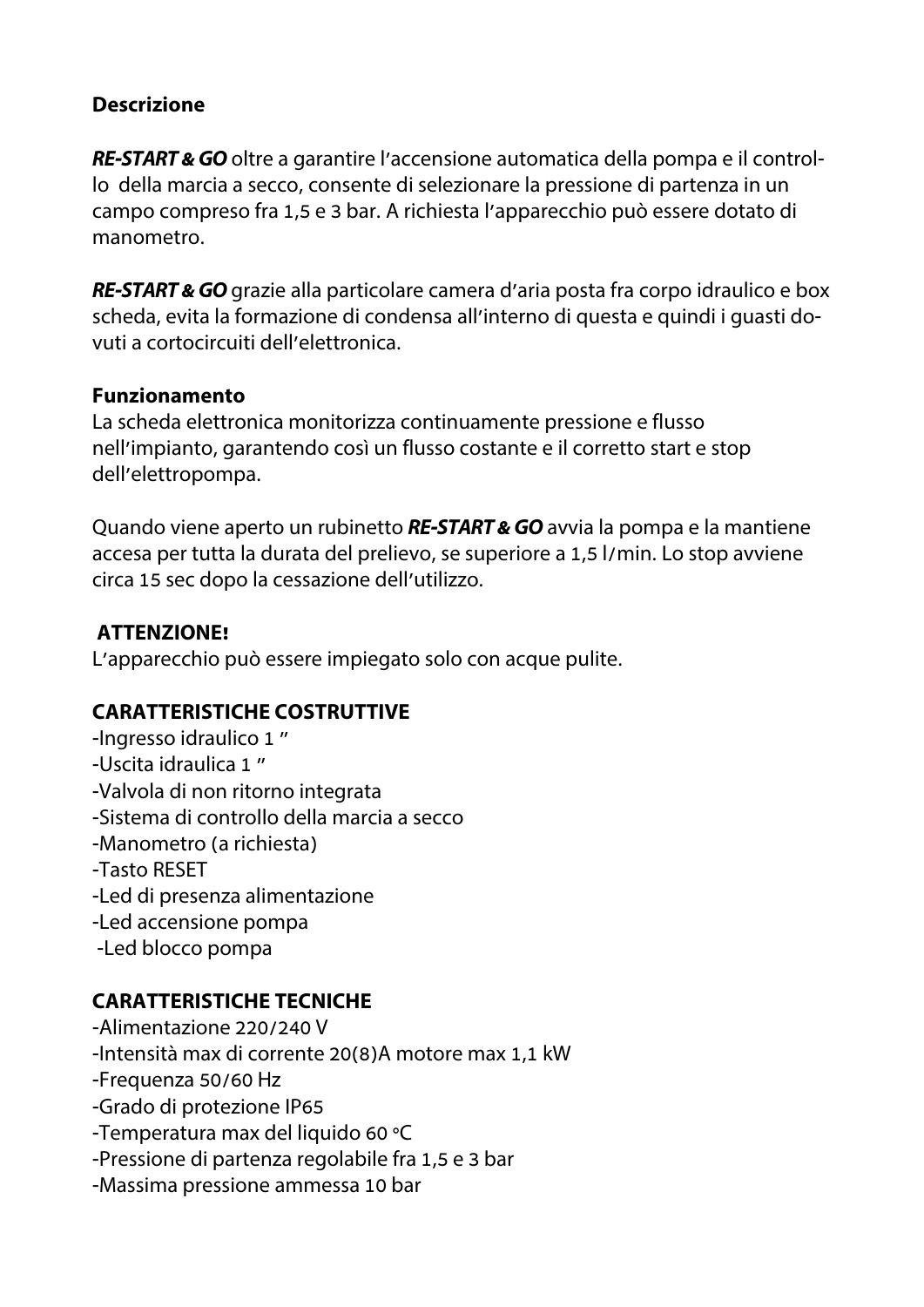**Descrizione**

***RE-START & GO*** oltre a garantire l'accensione automatica della pompa e il controllo della marcia a secco, consente di selezionare la pressione di partenza in un campo compreso fra 1,5 e 3 bar. A richiesta l'apparecchio può essere dotato di manometro.

***RE-START & GO*** grazie alla particolare camera d'aria posta fra corpo idraulico e box scheda, evita la formazione di condensa all'interno di questa e quindi i guasti dovuti a cortocircuiti dell'elettronica.

**Funzionamento**

La scheda elettronica monitorizza continuamente pressione e flusso nell'impianto, garantendo così un flusso costante e il corretto start e stop dell'elettropompa.

Quando viene aperto un rubinetto ***RE-START & GO*** avvia la pompa e la mantiene accesa per tutta la durata del prelievo, se superiore a 1,5 l/min. Lo stop avviene circa 15 sec dopo la cessazione dell'utilizzo.

**ATTENZIONE!**

L'apparecchio può essere impiegato solo con acque pulite.

**CARATTERISTICHE COSTRUTTIVE**

-Ingresso idraulico 1 "
-Uscita idraulica 1 "
-Valvola di non ritorno integrata
-Sistema di controllo della marcia a secco
-Manometro (a richiesta)
-Tasto RESET
-Led di presenza alimentazione
-Led accensione pompa
-Led blocco pompa

**CARATTERISTICHE TECNICHE**

-Alimentazione 220/240 V
-Intensità max di corrente 20(8)A motore max 1,1 kW
-Frequenza 50/60 Hz
-Grado di protezione IP65
-Temperatura max del liquido 60 °C
-Pressione di partenza regolabile fra 1,5 e 3 bar
-Massima pressione ammessa 10 bar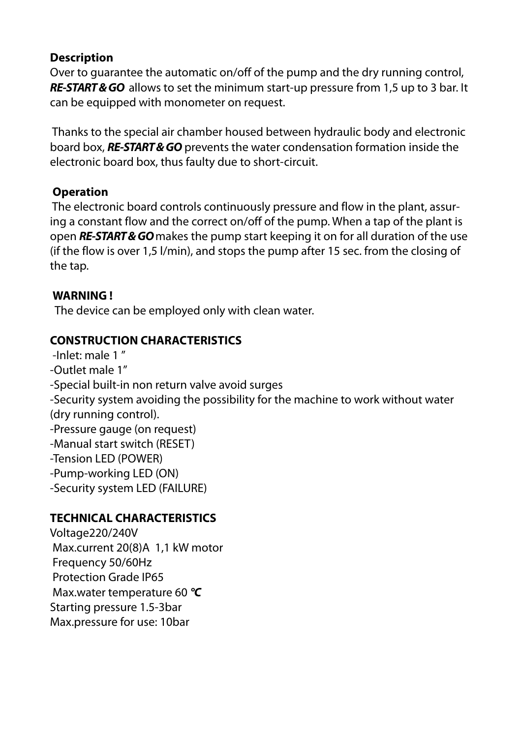**Description**

Over to guarantee the automatic on/off of the pump and the dry running control, ***RE-START & GO*** allows to set the minimum start-up pressure from 1,5 up to 3 bar. It can be equipped with monometer on request.

Thanks to the special air chamber housed between hydraulic body and electronic board box, ***RE-START & GO*** prevents the water condensation formation inside the electronic board box, thus faulty due to short-circuit.

**Operation**

The electronic board controls continuously pressure and flow in the plant, assuring a constant flow and the correct on/off of the pump. When a tap of the plant is open ***RE-START & GO*** makes the pump start keeping it on for all duration of the use (if the flow is over 1,5 l/min), and stops the pump after 15 sec. from the closing of the tap.

**WARNING !**

The device can be employed only with clean water.

**CONSTRUCTION CHARACTERISTICS**

-Inlet: male 1 ”
-Outlet male 1”
-Special built-in non return valve avoid surges
-Security system avoiding the possibility for the machine to work without water (dry running control).
-Pressure gauge (on request)
-Manual start switch (RESET)
-Tension LED (POWER)
-Pump-working LED (ON)
-Security system LED (FAILURE)

**TECHNICAL CHARACTERISTICS**

Voltage220/240V
Max.current 20(8)A 1,1 kW motor
Frequency 50/60Hz
Protection Grade IP65
Max.water temperature 60 ***°C***
Starting pressure 1.5-3bar
Max.pressure for use: 10bar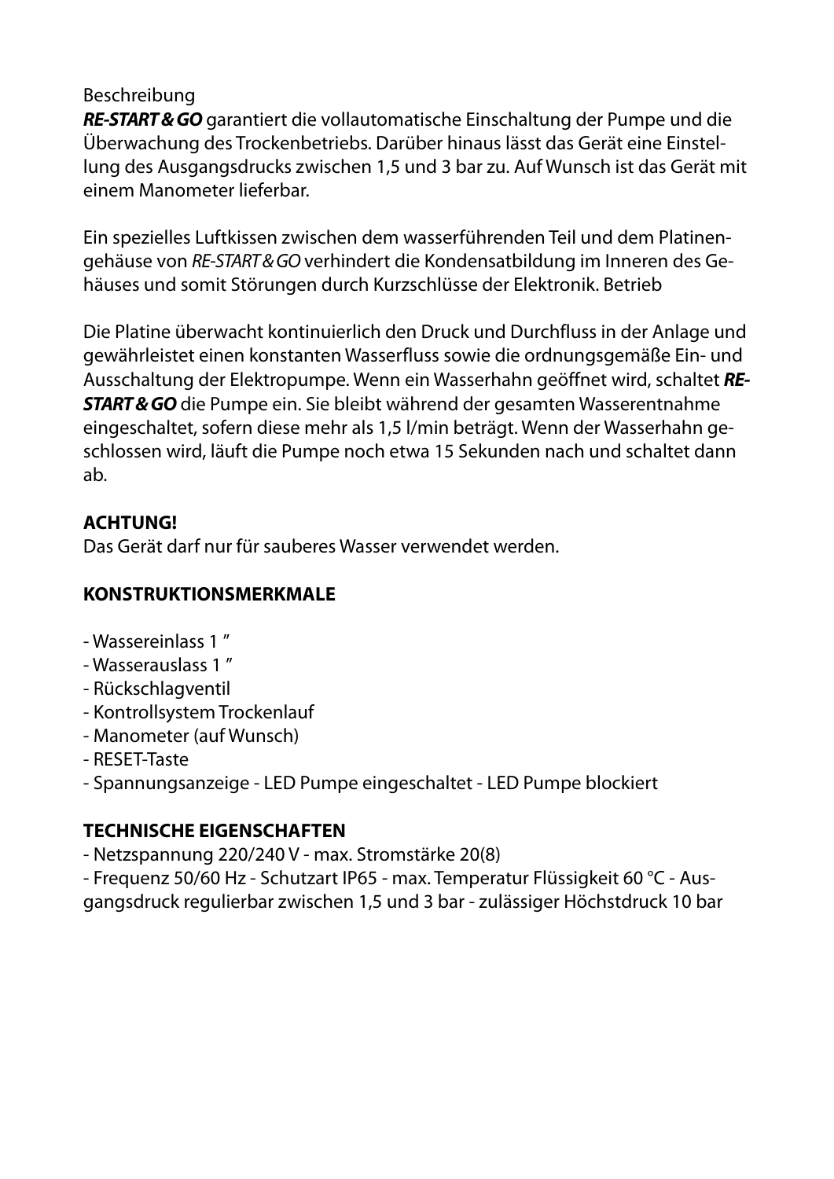Beschreibung

***RE-START & GO*** garantiert die vollautomatische Einschaltung der Pumpe und die Überwachung des Trockenbetriebs. Darüber hinaus lässt das Gerät eine Einstellung des Ausgangsdrucks zwischen 1,5 und 3 bar zu. Auf Wunsch ist das Gerät mit einem Manometer lieferbar.

Ein spezielles Luftkissen zwischen dem wasserführenden Teil und dem Platinengehäuse von *RE-START & GO* verhindert die Kondensatbildung im Inneren des Gehäuses und somit Störungen durch Kurzschlüsse der Elektronik. Betrieb

Die Platine überwacht kontinuierlich den Druck und Durchfluss in der Anlage und gewährleistet einen konstanten Wasserfluss sowie die ordnungsgemäße Ein- und Ausschaltung der Elektropumpe. Wenn ein Wasserhahn geöffnet wird, schaltet ***RE-START & GO*** die Pumpe ein. Sie bleibt während der gesamten Wasserentnahme eingeschaltet, sofern diese mehr als 1,5 l/min beträgt. Wenn der Wasserhahn geschlossen wird, läuft die Pumpe noch etwa 15 Sekunden nach und schaltet dann ab.

**ACHTUNG!**

Das Gerät darf nur für sauberes Wasser verwendet werden.

**KONSTRUKTIONSMERKMALE**

- Wassereinlass 1 ″
- Wasserauslass 1 ″
- Rückschlagventil
- Kontrollsystem Trockenlauf
- Manometer (auf Wunsch)
- RESET-Taste
- Spannungsanzeige - LED Pumpe eingeschaltet - LED Pumpe blockiert

**TECHNISCHE EIGENSCHAFTEN**

- Netzspannung 220/240 V - max. Stromstärke 20(8)
- Frequenz 50/60 Hz - Schutzart IP65 - max. Temperatur Flüssigkeit 60 °C - Ausgangsdruck regulierbar zwischen 1,5 und 3 bar - zulässiger Höchstdruck 10 bar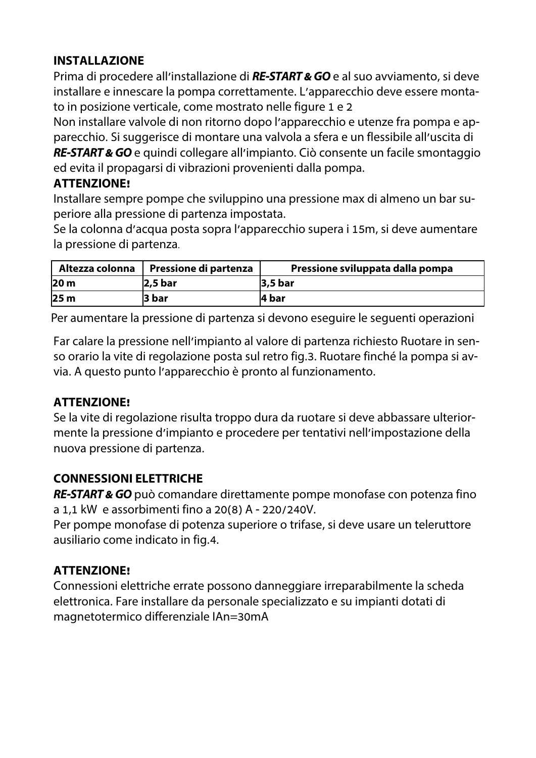## INSTALLAZIONE

Prima di procedere all'installazione di ***RE-START & GO*** e al suo avviamento, si deve installare e innescare la pompa correttamente. L'apparecchio deve essere montato in posizione verticale, come mostrato nelle figure 1 e 2

Non installare valvole di non ritorno dopo l'apparecchio e utenze fra pompa e apparecchio. Si suggerisce di montare una valvola a sfera e un flessibile all'uscita di ***RE-START & GO*** e quindi collegare all'impianto. Ciò consente un facile smontaggio ed evita il propagarsi di vibrazioni provenienti dalla pompa.

**ATTENZIONE!**

Installare sempre pompe che sviluppino una pressione max di almeno un bar superiore alla pressione di partenza impostata.

Se la colonna d'acqua posta sopra l'apparecchio supera i 15m, si deve aumentare la pressione di partenza.

| Altezza colonna | Pressione di partenza | Pressione sviluppata dalla pompa |
|---|---|---|
| **20 m** | **2,5 bar** | **3,5 bar** |
| **25 m** | **3 bar** | **4 bar** |

Per aumentare la pressione di partenza si devono eseguire le seguenti operazioni

Far calare la pressione nell'impianto al valore di partenza richiesto Ruotare in senso orario la vite di regolazione posta sul retro fig.3. Ruotare finché la pompa si avvia. A questo punto l'apparecchio è pronto al funzionamento.

**ATTENZIONE!**

Se la vite di regolazione risulta troppo dura da ruotare si deve abbassare ulteriormente la pressione d'impianto e procedere per tentativi nell'impostazione della nuova pressione di partenza.

## CONNESSIONI ELETTRICHE

***RE-START & GO*** può comandare direttamente pompe monofase con potenza fino a 1,1 kW e assorbimenti fino a 20(8) A - 220/240V.

Per pompe monofase di potenza superiore o trifase, si deve usare un teleruttore ausiliario come indicato in fig.4.

**ATTENZIONE!**

Connessioni elettriche errate possono danneggiare irreparabilmente la scheda elettronica. Fare installare da personale specializzato e su impianti dotati di magnetotermico differenziale IAn=30mA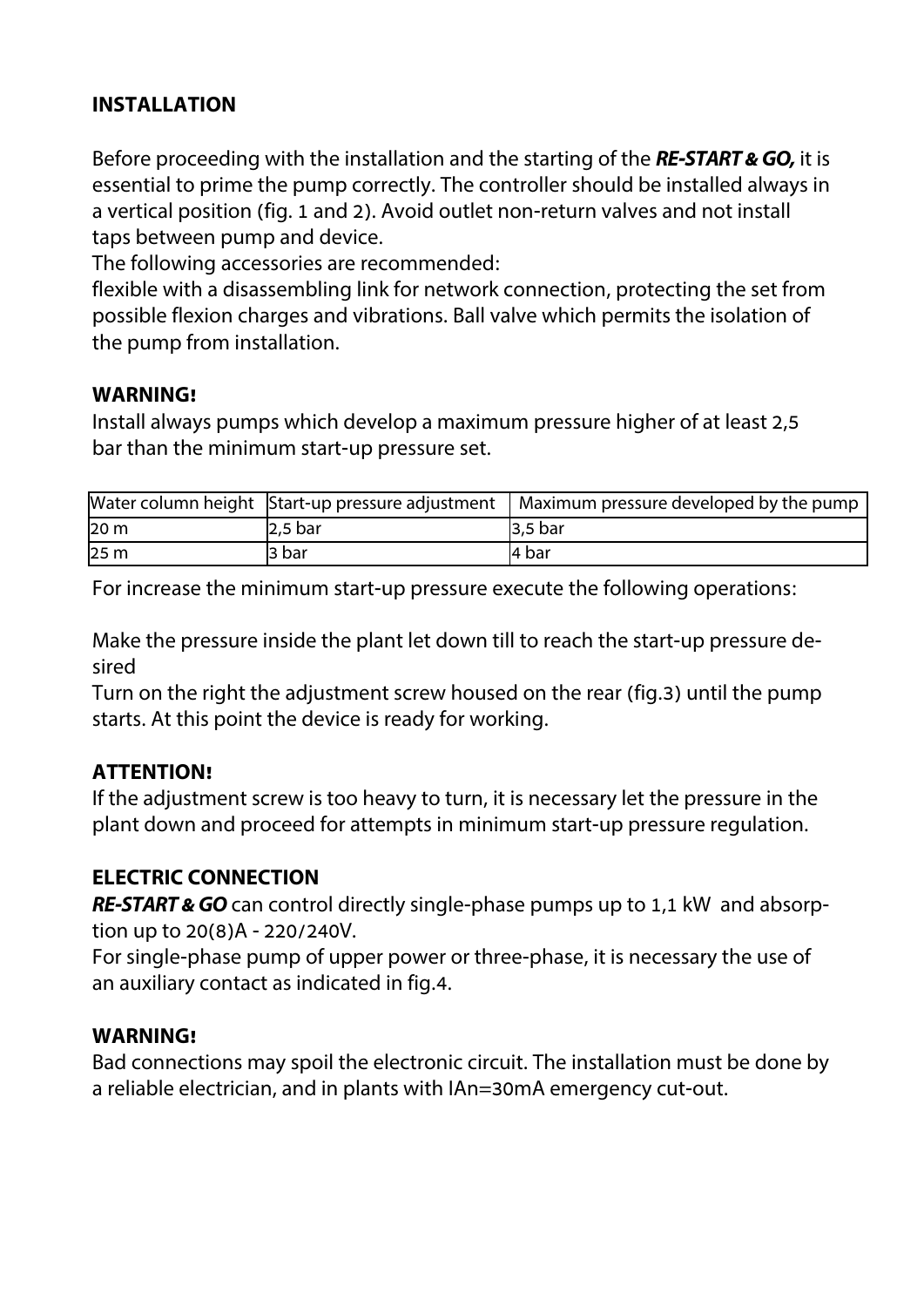## INSTALLATION

Before proceeding with the installation and the starting of the ***RE-START & GO,*** it is essential to prime the pump correctly. The controller should be installed always in a vertical position (fig. 1 and 2). Avoid outlet non-return valves and not install taps between pump and device.
The following accessories are recommended:
flexible with a disassembling link for network connection, protecting the set from possible flexion charges and vibrations. Ball valve which permits the isolation of the pump from installation.

### WARNING!

Install always pumps which develop a maximum pressure higher of at least 2,5 bar than the minimum start-up pressure set.

| Water column height | Start-up pressure adjustment | Maximum pressure developed by the pump |
|---|---|---|
| 20 m | 2,5 bar | 3,5 bar |
| 25 m | 3 bar | 4 bar |

For increase the minimum start-up pressure execute the following operations:

Make the pressure inside the plant let down till to reach the start-up pressure desired
Turn on the right the adjustment screw housed on the rear (fig.3) until the pump starts. At this point the device is ready for working.

### ATTENTION!

If the adjustment screw is too heavy to turn, it is necessary let the pressure in the plant down and proceed for attempts in minimum start-up pressure regulation.

## ELECTRIC CONNECTION

***RE-START & GO*** can control directly single-phase pumps up to 1,1 kW and absorption up to 20(8)A - 220/240V.
For single-phase pump of upper power or three-phase, it is necessary the use of an auxiliary contact as indicated in fig.4.

### WARNING!

Bad connections may spoil the electronic circuit. The installation must be done by a reliable electrician, and in plants with IAn=30mA emergency cut-out.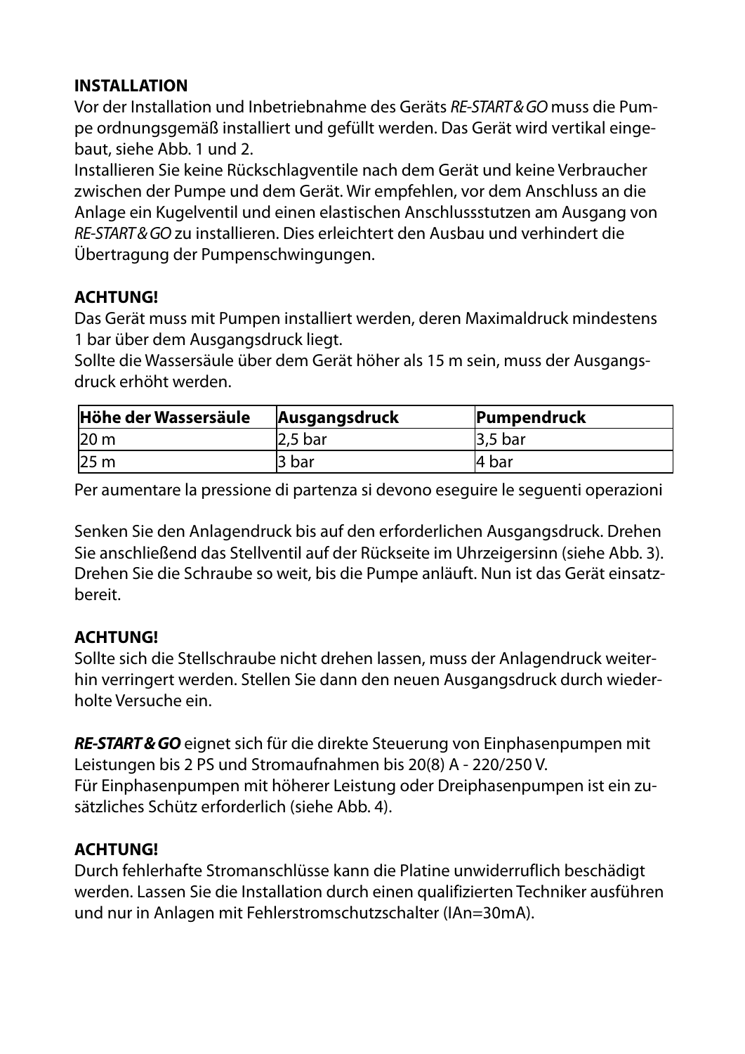## INSTALLATION

Vor der Installation und Inbetriebnahme des Geräts *RE-START & GO* muss die Pumpe ordnungsgemäß installiert und gefüllt werden. Das Gerät wird vertikal eingebaut, siehe Abb. 1 und 2.

Installieren Sie keine Rückschlagventile nach dem Gerät und keine Verbraucher zwischen der Pumpe und dem Gerät. Wir empfehlen, vor dem Anschluss an die Anlage ein Kugelventil und einen elastischen Anschlussstutzen am Ausgang von *RE-START & GO* zu installieren. Dies erleichtert den Ausbau und verhindert die Übertragung der Pumpenschwingungen.

**ACHTUNG!**

Das Gerät muss mit Pumpen installiert werden, deren Maximaldruck mindestens 1 bar über dem Ausgangsdruck liegt.

Sollte die Wassersäule über dem Gerät höher als 15 m sein, muss der Ausgangsdruck erhöht werden.

| Höhe der Wassersäule | Ausgangsdruck | Pumpendruck |
|---|---|---|
| 20 m | 2,5 bar | 3,5 bar |
| 25 m | 3 bar | 4 bar |

Per aumentare la pressione di partenza si devono eseguire le seguenti operazioni

Senken Sie den Anlagendruck bis auf den erforderlichen Ausgangsdruck. Drehen Sie anschließend das Stellventil auf der Rückseite im Uhrzeigersinn (siehe Abb. 3). Drehen Sie die Schraube so weit, bis die Pumpe anläuft. Nun ist das Gerät einsatzbereit.

**ACHTUNG!**

Sollte sich die Stellschraube nicht drehen lassen, muss der Anlagendruck weiterhin verringert werden. Stellen Sie dann den neuen Ausgangsdruck durch wiederholte Versuche ein.

***RE-START & GO*** eignet sich für die direkte Steuerung von Einphasenpumpen mit Leistungen bis 2 PS und Stromaufnahmen bis 20(8) A - 220/250 V.

Für Einphasenpumpen mit höherer Leistung oder Dreiphasenpumpen ist ein zusätzliches Schütz erforderlich (siehe Abb. 4).

**ACHTUNG!**

Durch fehlerhafte Stromanschlüsse kann die Platine unwiderruflich beschädigt werden. Lassen Sie die Installation durch einen qualifizierten Techniker ausführen und nur in Anlagen mit Fehlerstromschutzschalter (IAn=30mA).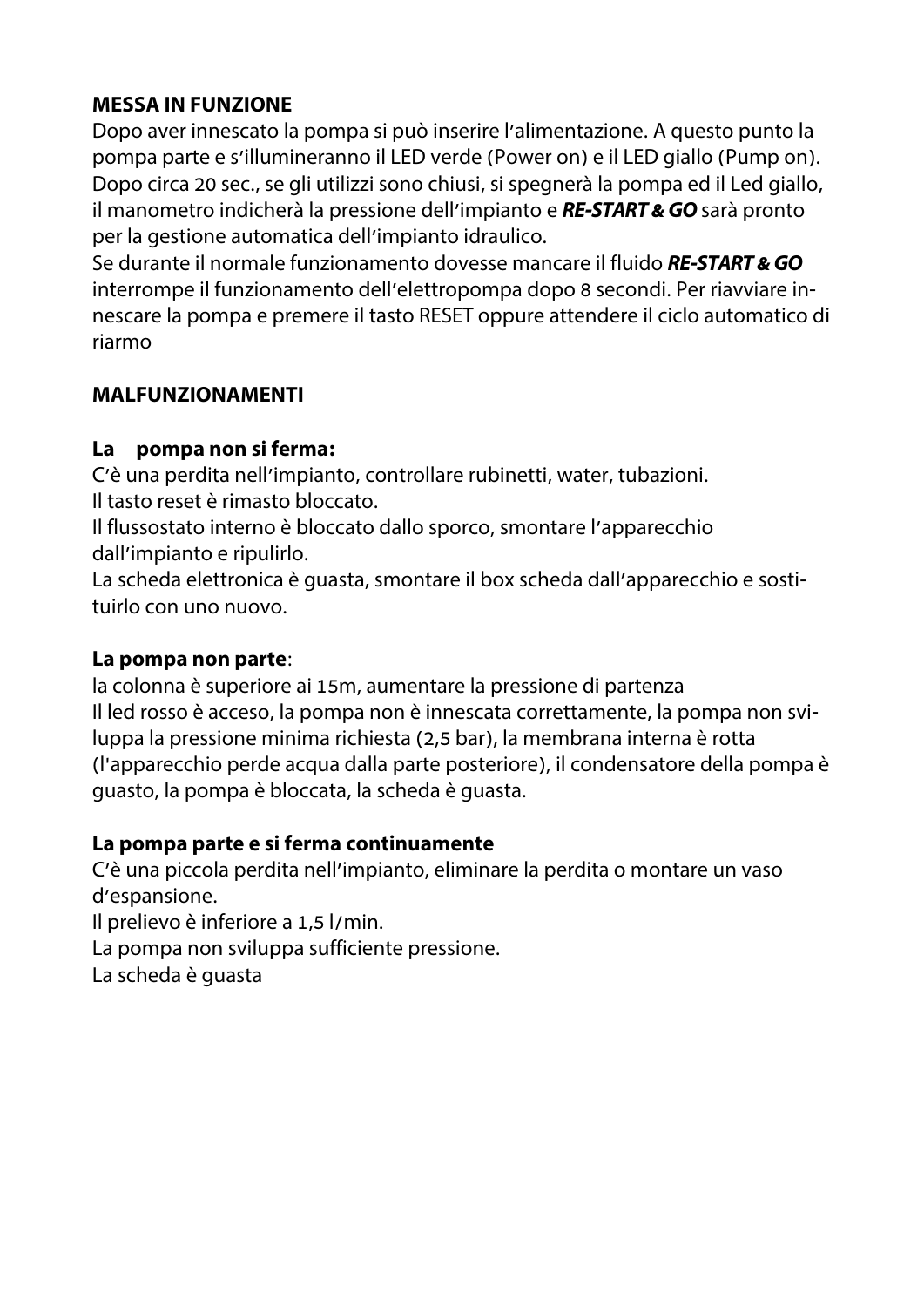**MESSA IN FUNZIONE**

Dopo aver innescato la pompa si può inserire l'alimentazione. A questo punto la pompa parte e s'illumineranno il LED verde (Power on) e il LED giallo (Pump on). Dopo circa 20 sec., se gli utilizzi sono chiusi, si spegnerà la pompa ed il Led giallo, il manometro indicherà la pressione dell'impianto e ***RE-START & GO*** sarà pronto per la gestione automatica dell'impianto idraulico.

Se durante il normale funzionamento dovesse mancare il fluido ***RE-START & GO*** interrompe il funzionamento dell'elettropompa dopo 8 secondi. Per riavviare innescare la pompa e premere il tasto RESET oppure attendere il ciclo automatico di riarmo

**MALFUNZIONAMENTI**

**La pompa non si ferma:**

C'è una perdita nell'impianto, controllare rubinetti, water, tubazioni.
Il tasto reset è rimasto bloccato.
Il flussostato interno è bloccato dallo sporco, smontare l'apparecchio dall'impianto e ripulirlo.
La scheda elettronica è guasta, smontare il box scheda dall'apparecchio e sostituirlo con uno nuovo.

**La pompa non parte**:

la colonna è superiore ai 15m, aumentare la pressione di partenza
Il led rosso è acceso, la pompa non è innescata correttamente, la pompa non sviluppa la pressione minima richiesta (2,5 bar), la membrana interna è rotta (l'apparecchio perde acqua dalla parte posteriore), il condensatore della pompa è guasto, la pompa è bloccata, la scheda è guasta.

**La pompa parte e si ferma continuamente**

C'è una piccola perdita nell'impianto, eliminare la perdita o montare un vaso d'espansione.
Il prelievo è inferiore a 1,5 l/min.
La pompa non sviluppa sufficiente pressione.
La scheda è guasta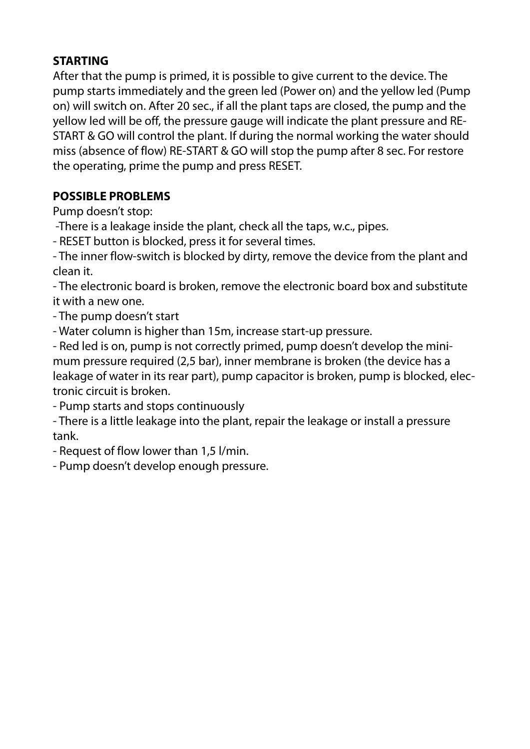## STARTING

After that the pump is primed, it is possible to give current to the device. The pump starts immediately and the green led (Power on) and the yellow led (Pump on) will switch on. After 20 sec., if all the plant taps are closed, the pump and the yellow led will be off, the pressure gauge will indicate the plant pressure and RE-START & GO will control the plant. If during the normal working the water should miss (absence of flow) RE-START & GO will stop the pump after 8 sec. For restore the operating, prime the pump and press RESET.

## POSSIBLE PROBLEMS

Pump doesn't stop:

-There is a leakage inside the plant, check all the taps, w.c., pipes.

- RESET button is blocked, press it for several times.
- The inner flow-switch is blocked by dirty, remove the device from the plant and clean it.
- The electronic board is broken, remove the electronic board box and substitute it with a new one.
- The pump doesn't start
- Water column is higher than 15m, increase start-up pressure.
- Red led is on, pump is not correctly primed, pump doesn't develop the minimum pressure required (2,5 bar), inner membrane is broken (the device has a leakage of water in its rear part), pump capacitor is broken, pump is blocked, electronic circuit is broken.
- Pump starts and stops continuously
- There is a little leakage into the plant, repair the leakage or install a pressure tank.
- Request of flow lower than 1,5 l/min.
- Pump doesn't develop enough pressure.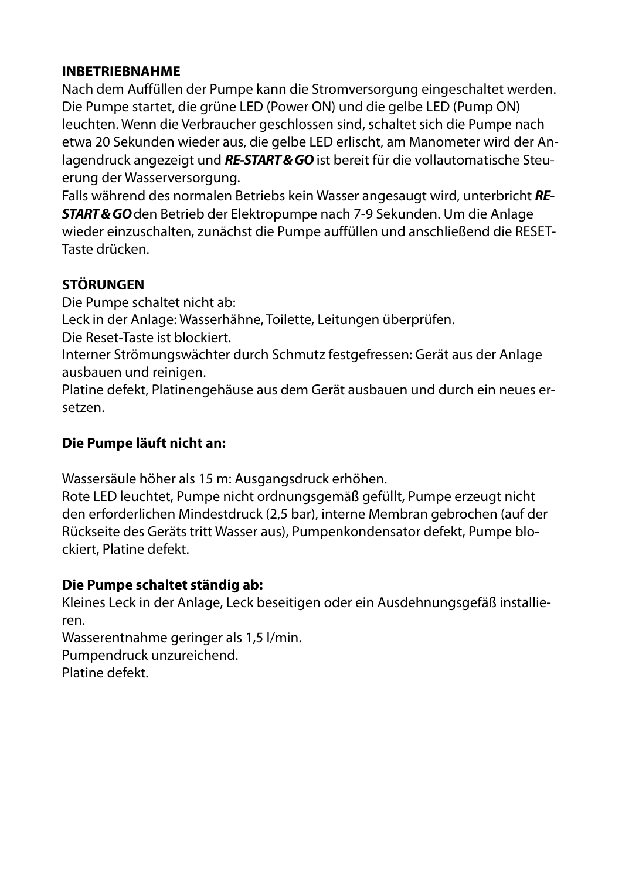## INBETRIEBNAHME

Nach dem Auffüllen der Pumpe kann die Stromversorgung eingeschaltet werden. Die Pumpe startet, die grüne LED (Power ON) und die gelbe LED (Pump ON) leuchten. Wenn die Verbraucher geschlossen sind, schaltet sich die Pumpe nach etwa 20 Sekunden wieder aus, die gelbe LED erlischt, am Manometer wird der Anlagendruck angezeigt und ***RE-START & GO*** ist bereit für die vollautomatische Steuerung der Wasserversorgung.
Falls während des normalen Betriebs kein Wasser angesaugt wird, unterbricht ***RE-START & GO*** den Betrieb der Elektropumpe nach 7-9 Sekunden. Um die Anlage wieder einzuschalten, zunächst die Pumpe auffüllen und anschließend die RESET-Taste drücken.

## STÖRUNGEN

Die Pumpe schaltet nicht ab:
Leck in der Anlage: Wasserhähne, Toilette, Leitungen überprüfen.
Die Reset-Taste ist blockiert.
Interner Strömungswächter durch Schmutz festgefressen: Gerät aus der Anlage ausbauen und reinigen.
Platine defekt, Platinengehäuse aus dem Gerät ausbauen und durch ein neues ersetzen.

**Die Pumpe läuft nicht an:**

Wassersäule höher als 15 m: Ausgangsdruck erhöhen.
Rote LED leuchtet, Pumpe nicht ordnungsgemäß gefüllt, Pumpe erzeugt nicht den erforderlichen Mindestdruck (2,5 bar), interne Membran gebrochen (auf der Rückseite des Geräts tritt Wasser aus), Pumpenkondensator defekt, Pumpe blockiert, Platine defekt.

**Die Pumpe schaltet ständig ab:**
Kleines Leck in der Anlage, Leck beseitigen oder ein Ausdehnungsgefäß installieren.
Wasserentnahme geringer als 1,5 l/min.
Pumpendruck unzureichend.
Platine defekt.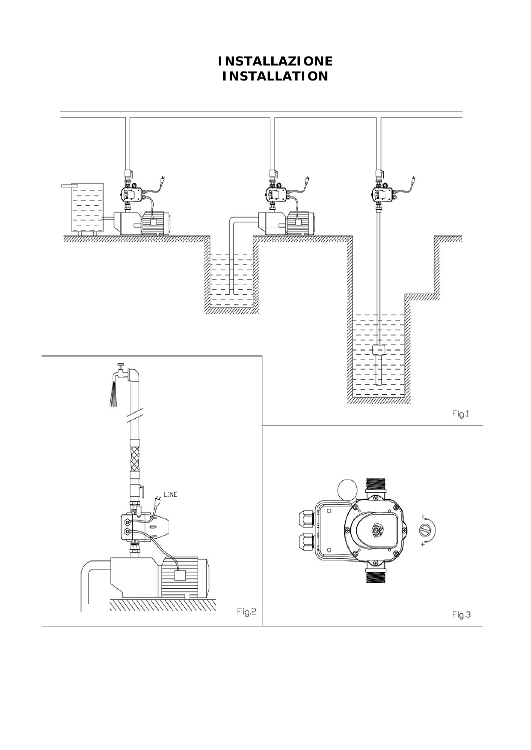# INSTALLAZIONE
# INSTALLATION

Fig.1

LINE

Fig.2

Fig.3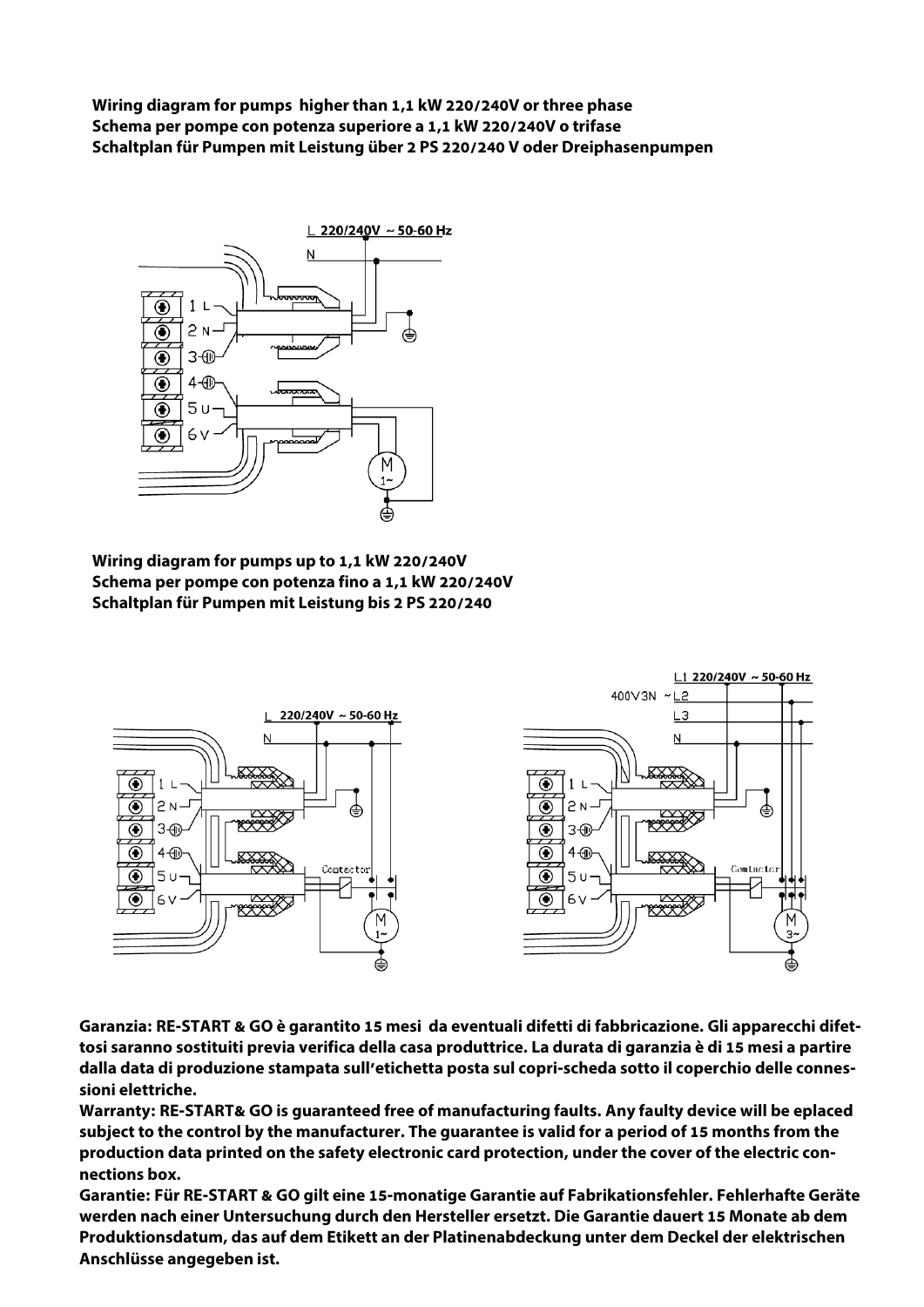**Wiring diagram for pumps higher than 1,1 kW 220/240V or three phase**
**Schema per pompe con potenza superiore a 1,1 kW 220/240V o trifase**
**Schaltplan für Pumpen mit Leistung über 2 PS 220/240 V oder Dreiphasenpumpen**

L 220/240V ~ 50-60 Hz
N
1 L
2 N
3
4
5 U
6 V
M
1~

**Wiring diagram for pumps up to 1,1 kW 220/240V**
**Schema per pompe con potenza fino a 1,1 kW 220/240V**
**Schaltplan für Pumpen mit Leistung bis 2 PS 220/240**

L 220/240V ~ 50-60 Hz
N
1 L
2 N
3
4
5 U
6 V
Contactor
M
1~

L1 220/240V ~ 50-60 Hz
400V3N ~ L2
L3
N
1 L
2 N
3
4
5 U
6 V
Contactor
M
3~

**Garanzia: RE-START & GO è garantito 15 mesi da eventuali difetti di fabbricazione. Gli apparecchi difettosi saranno sostituiti previa verifica della casa produttrice. La durata di garanzia è di 15 mesi a partire dalla data di produzione stampata sull'etichetta posta sul copri-scheda sotto il coperchio delle connessioni elettriche.**

**Warranty: RE-START& GO is guaranteed free of manufacturing faults. Any faulty device will be eplaced subject to the control by the manufacturer. The guarantee is valid for a period of 15 months from the production data printed on the safety electronic card protection, under the cover of the electric connections box.**

**Garantie: Für RE-START & GO gilt eine 15-monatige Garantie auf Fabrikationsfehler. Fehlerhafte Geräte werden nach einer Untersuchung durch den Hersteller ersetzt. Die Garantie dauert 15 Monate ab dem Produktionsdatum, das auf dem Etikett an der Platinenabdeckung unter dem Deckel der elektrischen Anschlüsse angegeben ist.**